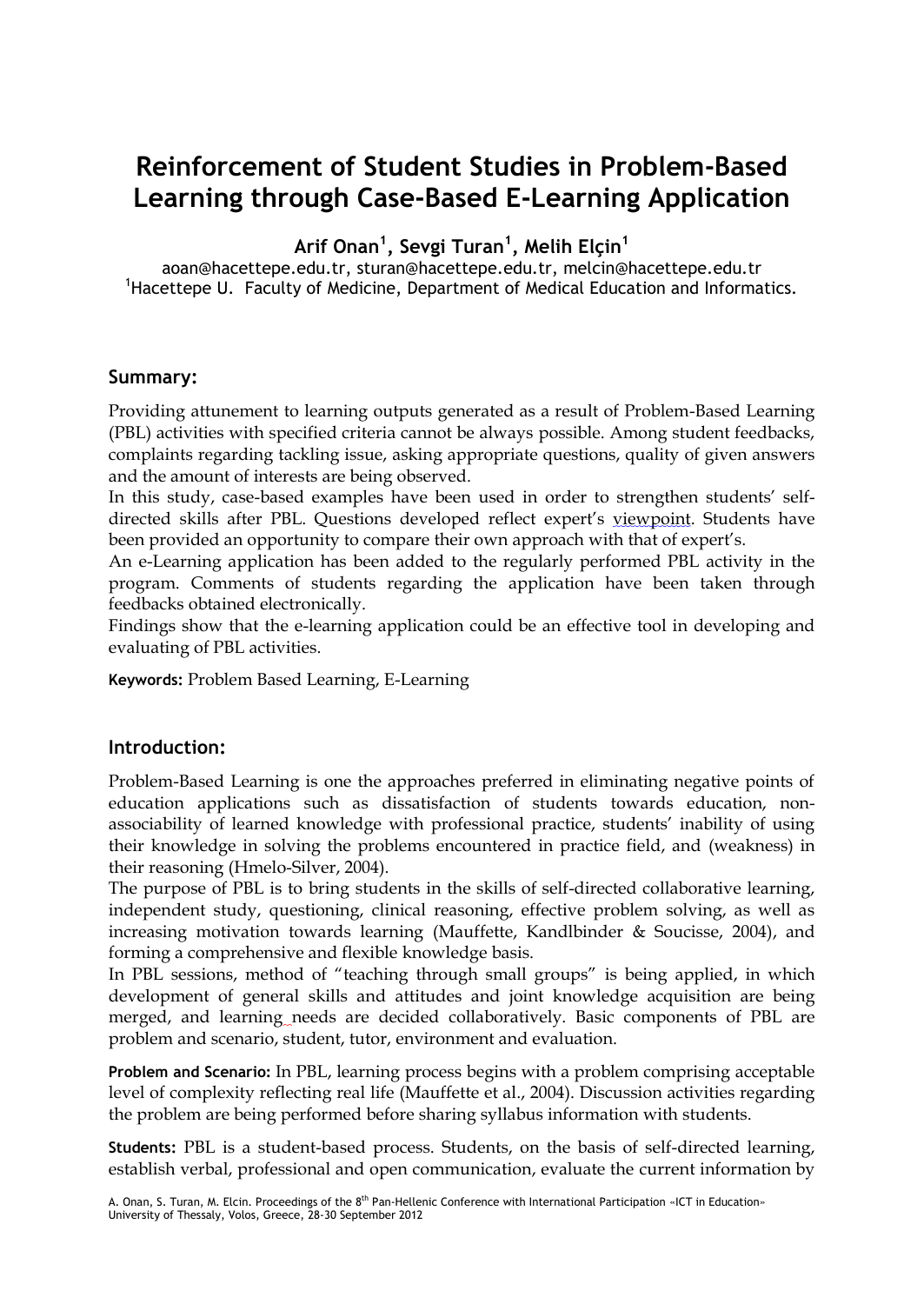# Reinforcement of Student Studies in Problem-Based Learning through Case-Based E-Learning Application

**Arif Onan[1], Sevgi Turan[1], Melih Elçin[1]**

aoan@hacettepe.edu.tr, sturan@hacettepe.edu.tr, melcin@hacettepe.edu.tr
[1]Hacettepe U. Faculty of Medicine, Department of Medical Education and Informatics.

## Summary:

Providing attunement to learning outputs generated as a result of Problem-Based Learning (PBL) activities with specified criteria cannot be always possible. Among student feedbacks, complaints regarding tackling issue, asking appropriate questions, quality of given answers and the amount of interests are being observed.

In this study, case-based examples have been used in order to strengthen students' self-directed skills after PBL. Questions developed reflect expert's viewpoint. Students have been provided an opportunity to compare their own approach with that of expert's.

An e-Learning application has been added to the regularly performed PBL activity in the program. Comments of students regarding the application have been taken through feedbacks obtained electronically.

Findings show that the e-learning application could be an effective tool in developing and evaluating of PBL activities.

**Keywords:** Problem Based Learning, E-Learning

## Introduction:

Problem-Based Learning is one the approaches preferred in eliminating negative points of education applications such as dissatisfaction of students towards education, non-associability of learned knowledge with professional practice, students' inability of using their knowledge in solving the problems encountered in practice field, and (weakness) in their reasoning (Hmelo-Silver, 2004).

The purpose of PBL is to bring students in the skills of self-directed collaborative learning, independent study, questioning, clinical reasoning, effective problem solving, as well as increasing motivation towards learning (Mauffette, Kandlbinder & Soucisse, 2004), and forming a comprehensive and flexible knowledge basis.

In PBL sessions, method of "teaching through small groups" is being applied, in which development of general skills and attitudes and joint knowledge acquisition are being merged, and learning needs are decided collaboratively. Basic components of PBL are problem and scenario, student, tutor, environment and evaluation.

**Problem and Scenario:** In PBL, learning process begins with a problem comprising acceptable level of complexity reflecting real life (Mauffette et al., 2004). Discussion activities regarding the problem are being performed before sharing syllabus information with students.

**Students:** PBL is a student-based process. Students, on the basis of self-directed learning, establish verbal, professional and open communication, evaluate the current information by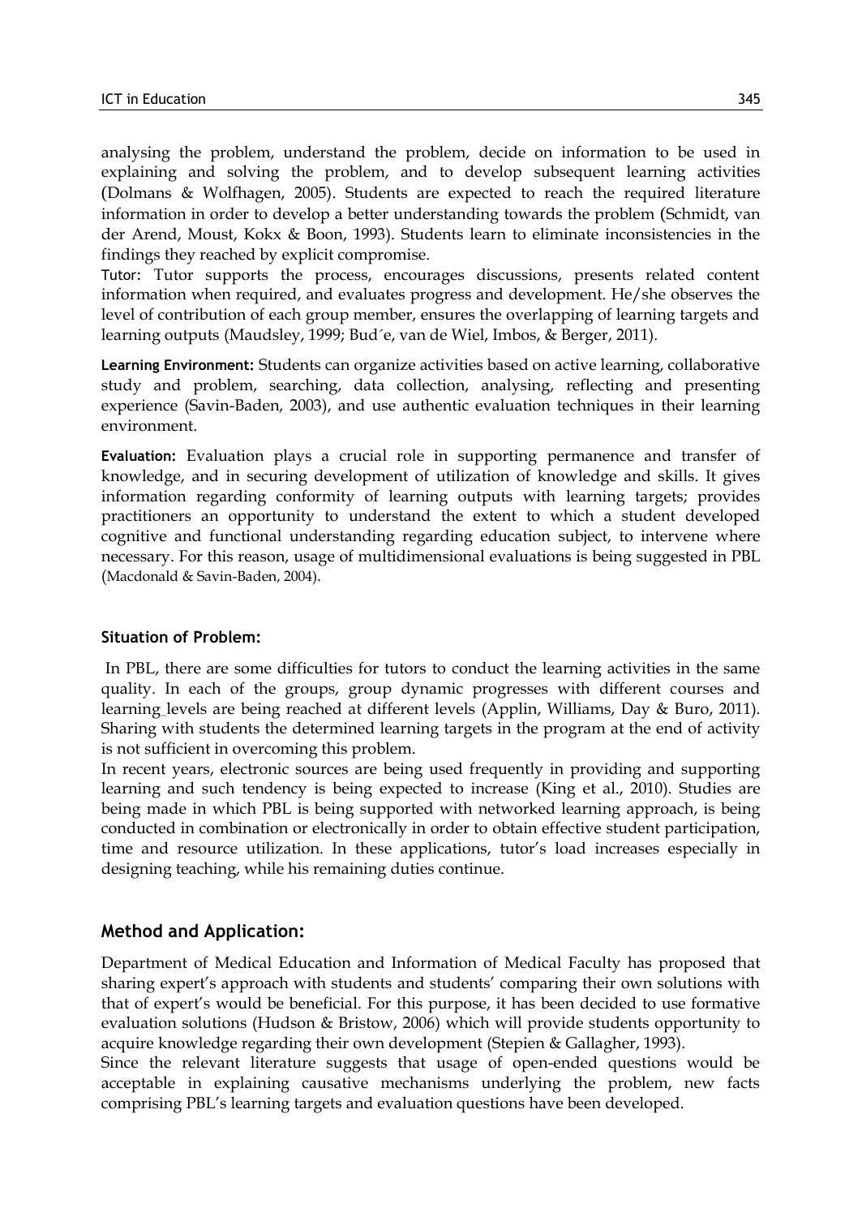analysing the problem, understand the problem, decide on information to be used in explaining and solving the problem, and to develop subsequent learning activities (Dolmans & Wolfhagen, 2005). Students are expected to reach the required literature information in order to develop a better understanding towards the problem (Schmidt, van der Arend, Moust, Kokx & Boon, 1993). Students learn to eliminate inconsistencies in the findings they reached by explicit compromise.

Tutor: Tutor supports the process, encourages discussions, presents related content information when required, and evaluates progress and development. He/she observes the level of contribution of each group member, ensures the overlapping of learning targets and learning outputs (Maudsley, 1999; Bud´e, van de Wiel, Imbos, & Berger, 2011).

**Learning Environment:** Students can organize activities based on active learning, collaborative study and problem, searching, data collection, analysing, reflecting and presenting experience (Savin-Baden, 2003), and use authentic evaluation techniques in their learning environment.

**Evaluation:** Evaluation plays a crucial role in supporting permanence and transfer of knowledge, and in securing development of utilization of knowledge and skills. It gives information regarding conformity of learning outputs with learning targets; provides practitioners an opportunity to understand the extent to which a student developed cognitive and functional understanding regarding education subject, to intervene where necessary. For this reason, usage of multidimensional evaluations is being suggested in PBL (Macdonald & Savin-Baden, 2004).

### Situation of Problem:

In PBL, there are some difficulties for tutors to conduct the learning activities in the same quality. In each of the groups, group dynamic progresses with different courses and learning levels are being reached at different levels (Applin, Williams, Day & Buro, 2011). Sharing with students the determined learning targets in the program at the end of activity is not sufficient in overcoming this problem.

In recent years, electronic sources are being used frequently in providing and supporting learning and such tendency is being expected to increase (King et al., 2010). Studies are being made in which PBL is being supported with networked learning approach, is being conducted in combination or electronically in order to obtain effective student participation, time and resource utilization. In these applications, tutor's load increases especially in designing teaching, while his remaining duties continue.

## Method and Application:

Department of Medical Education and Information of Medical Faculty has proposed that sharing expert's approach with students and students' comparing their own solutions with that of expert's would be beneficial. For this purpose, it has been decided to use formative evaluation solutions (Hudson & Bristow, 2006) which will provide students opportunity to acquire knowledge regarding their own development (Stepien & Gallagher, 1993).

Since the relevant literature suggests that usage of open-ended questions would be acceptable in explaining causative mechanisms underlying the problem, new facts comprising PBL's learning targets and evaluation questions have been developed.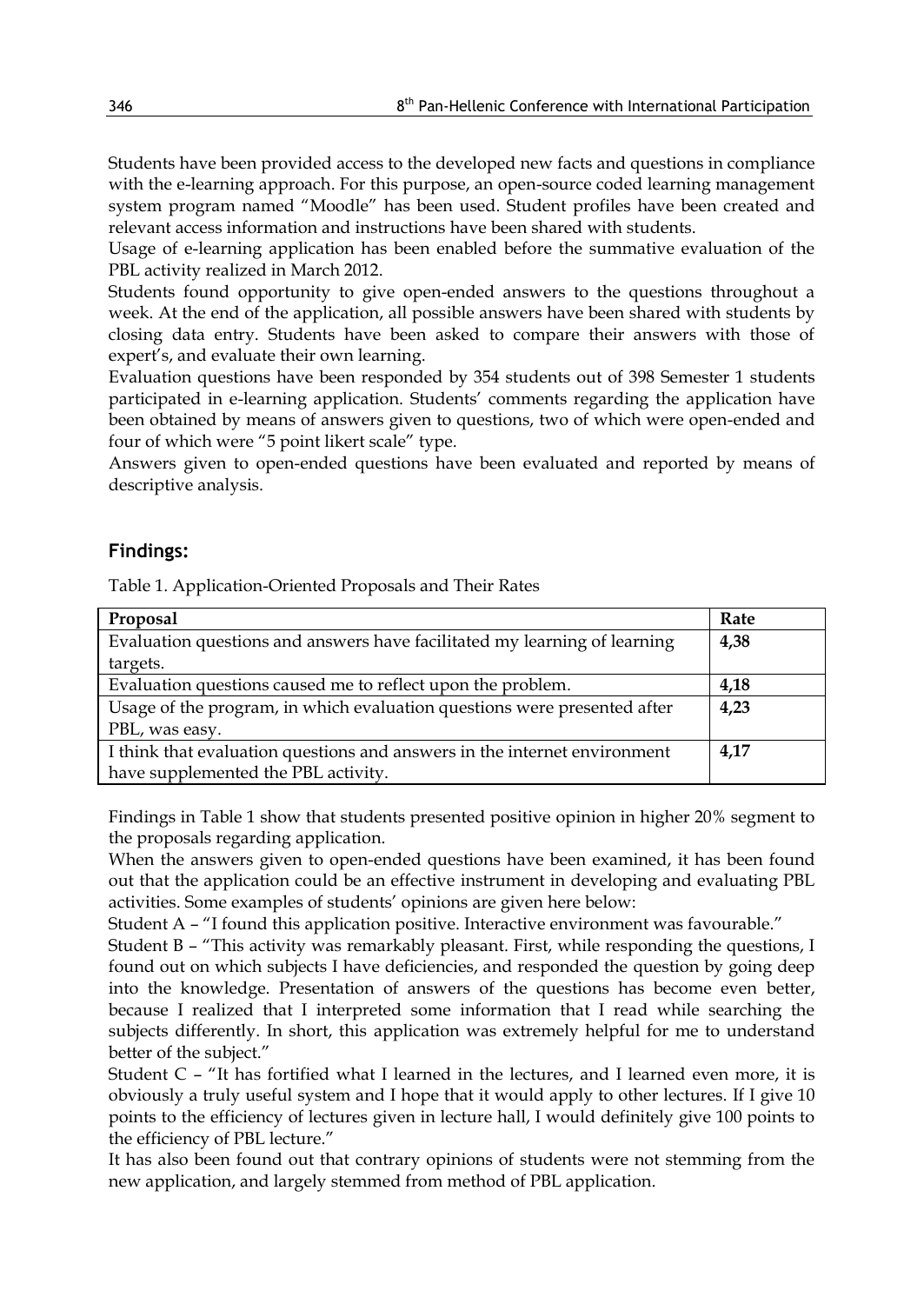Students have been provided access to the developed new facts and questions in compliance with the e-learning approach. For this purpose, an open-source coded learning management system program named "Moodle" has been used. Student profiles have been created and relevant access information and instructions have been shared with students.

Usage of e-learning application has been enabled before the summative evaluation of the PBL activity realized in March 2012.

Students found opportunity to give open-ended answers to the questions throughout a week. At the end of the application, all possible answers have been shared with students by closing data entry. Students have been asked to compare their answers with those of expert's, and evaluate their own learning.

Evaluation questions have been responded by 354 students out of 398 Semester 1 students participated in e-learning application. Students' comments regarding the application have been obtained by means of answers given to questions, two of which were open-ended and four of which were "5 point likert scale" type.

Answers given to open-ended questions have been evaluated and reported by means of descriptive analysis.

## Findings:

Table 1. Application-Oriented Proposals and Their Rates

| Proposal | Rate |
|---|---|
| Evaluation questions and answers have facilitated my learning of learning targets. | **4,38** |
| Evaluation questions caused me to reflect upon the problem. | **4,18** |
| Usage of the program, in which evaluation questions were presented after PBL, was easy. | **4,23** |
| I think that evaluation questions and answers in the internet environment have supplemented the PBL activity. | **4,17** |

Findings in Table 1 show that students presented positive opinion in higher 20% segment to the proposals regarding application.

When the answers given to open-ended questions have been examined, it has been found out that the application could be an effective instrument in developing and evaluating PBL activities. Some examples of students' opinions are given here below:

Student A – "I found this application positive. Interactive environment was favourable."

Student B – "This activity was remarkably pleasant. First, while responding the questions, I found out on which subjects I have deficiencies, and responded the question by going deep into the knowledge. Presentation of answers of the questions has become even better, because I realized that I interpreted some information that I read while searching the subjects differently. In short, this application was extremely helpful for me to understand better of the subject."

Student C – "It has fortified what I learned in the lectures, and I learned even more, it is obviously a truly useful system and I hope that it would apply to other lectures. If I give 10 points to the efficiency of lectures given in lecture hall, I would definitely give 100 points to the efficiency of PBL lecture."

It has also been found out that contrary opinions of students were not stemming from the new application, and largely stemmed from method of PBL application.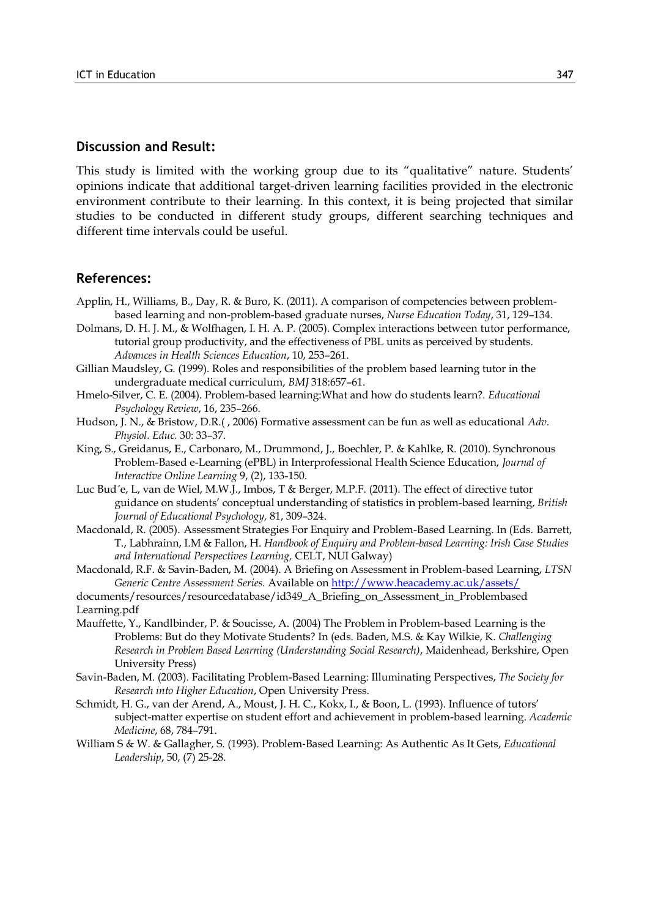## Discussion and Result:

This study is limited with the working group due to its "qualitative" nature. Students' opinions indicate that additional target-driven learning facilities provided in the electronic environment contribute to their learning. In this context, it is being projected that similar studies to be conducted in different study groups, different searching techniques and different time intervals could be useful.

## References:

Applin, H., Williams, B., Day, R. & Buro, K. (2011). A comparison of competencies between problem-based learning and non-problem-based graduate nurses, *Nurse Education Today*, 31, 129–134.

Dolmans, D. H. J. M., & Wolfhagen, I. H. A. P. (2005). Complex interactions between tutor performance, tutorial group productivity, and the effectiveness of PBL units as perceived by students. *Advances in Health Sciences Education*, 10, 253–261.

Gillian Maudsley, G. (1999). Roles and responsibilities of the problem based learning tutor in the undergraduate medical curriculum, *BMJ* 318:657–61.

Hmelo-Silver, C. E. (2004). Problem-based learning:What and how do students learn?. *Educational Psychology Review*, 16, 235–266.

Hudson, J. N., & Bristow, D.R.( , 2006) Formative assessment can be fun as well as educational *Adv. Physiol. Educ.* 30: 33–37.

King, S., Greidanus, E., Carbonaro, M., Drummond, J., Boechler, P. & Kahlke, R. (2010). Synchronous Problem-Based e-Learning (ePBL) in Interprofessional Health Science Education, *Journal of Interactive Online Learning* 9, (2), 133-150.

Luc Bud´e, L, van de Wiel, M.W.J., Imbos, T & Berger, M.P.F. (2011). The effect of directive tutor guidance on students' conceptual understanding of statistics in problem-based learning, *British Journal of Educational Psychology,* 81, 309–324.

Macdonald, R. (2005). Assessment Strategies For Enquiry and Problem-Based Learning. In (Eds. Barrett, T., Labhrainn, I.M & Fallon, H. *Handbook of Enquiry and Problem-based Learning: Irish Case Studies and International Perspectives Learning,* CELT, NUI Galway)

Macdonald, R.F. & Savin-Baden, M. (2004). A Briefing on Assessment in Problem-based Learning, *LTSN Generic Centre Assessment Series.* Available on http://www.heacademy.ac.uk/assets/ documents/resources/resourcedatabase/id349_A_Briefing_on_Assessment_in_Problembased Learning.pdf

Mauffette, Y., Kandlbinder, P. & Soucisse, A. (2004) The Problem in Problem-based Learning is the Problems: But do they Motivate Students? In (eds. Baden, M.S. & Kay Wilkie, K. *Challenging Research in Problem Based Learning (Understanding Social Research)*, Maidenhead, Berkshire, Open University Press)

Savin-Baden, M. (2003). Facilitating Problem-Based Learning: Illuminating Perspectives, *The Society for Research into Higher Education*, Open University Press.

Schmidt, H. G., van der Arend, A., Moust, J. H. C., Kokx, I., & Boon, L. (1993). Influence of tutors' subject-matter expertise on student effort and achievement in problem-based learning. *Academic Medicine*, 68, 784–791.

William S & W. & Gallagher, S. (1993). Problem-Based Learning: As Authentic As It Gets, *Educational Leadership*, 50, (7) 25-28.